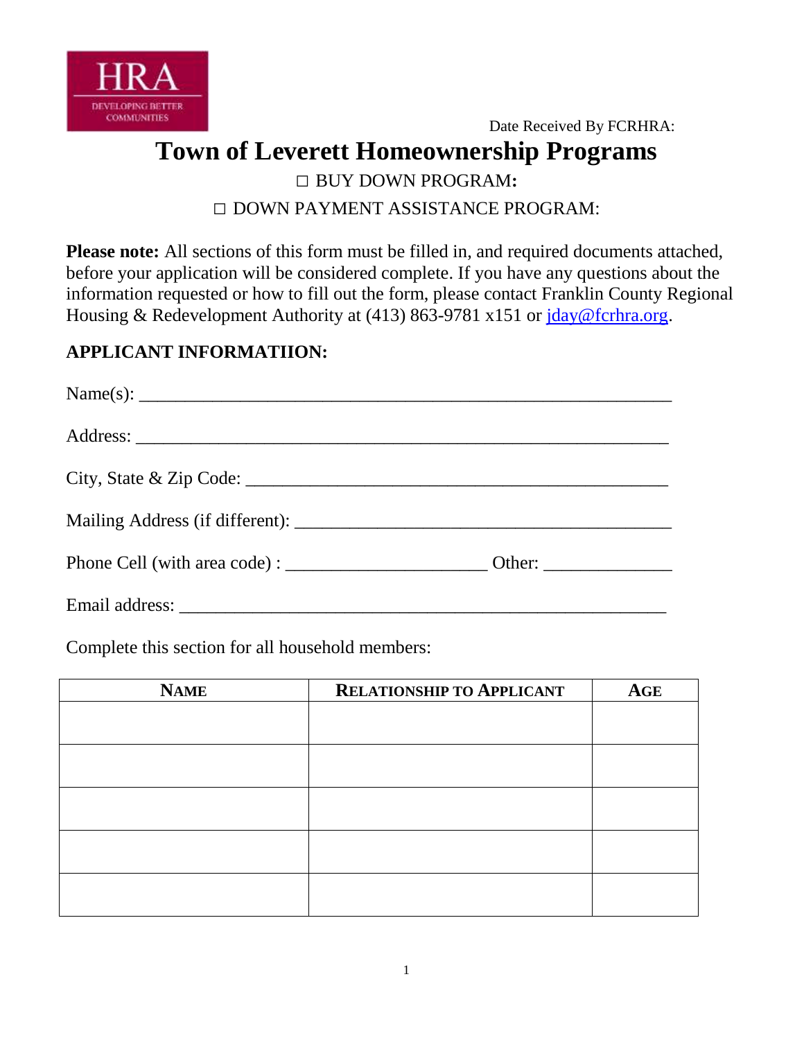Date Received By FCRHRA:

# Town of Leverett Homeownership Programs

□ BUY DOWN PROGRAM**:**

□ DOWN PAYMENT ASSISTANCE PROGRAM:

**Please note:** All sections of this form must be filled in, and required documents attached, before your application will be considered complete. If you have any questions about the information requested or how to fill out the form, please contact Franklin County Regional Housing & Redevelopment Authority at (413) 863-9781 x151 or jday@fcrhra.org.

## APPLICANT INFORMATIION:

Name(s): ___________________________________________________________

Address: ___________________________________________________________

City, State & Zip Code: ______________________________________________

Mailing Address (if different): ________________________________________

Phone Cell (with area code) : _____________________ Other: _____________

Email address: ______________________________________________________

Complete this section for all household members:

| NAME | RELATIONSHIP TO APPLICANT | AGE |
|---|---|---|
| | | |
| | | |
| | | |
| | | |
| | | |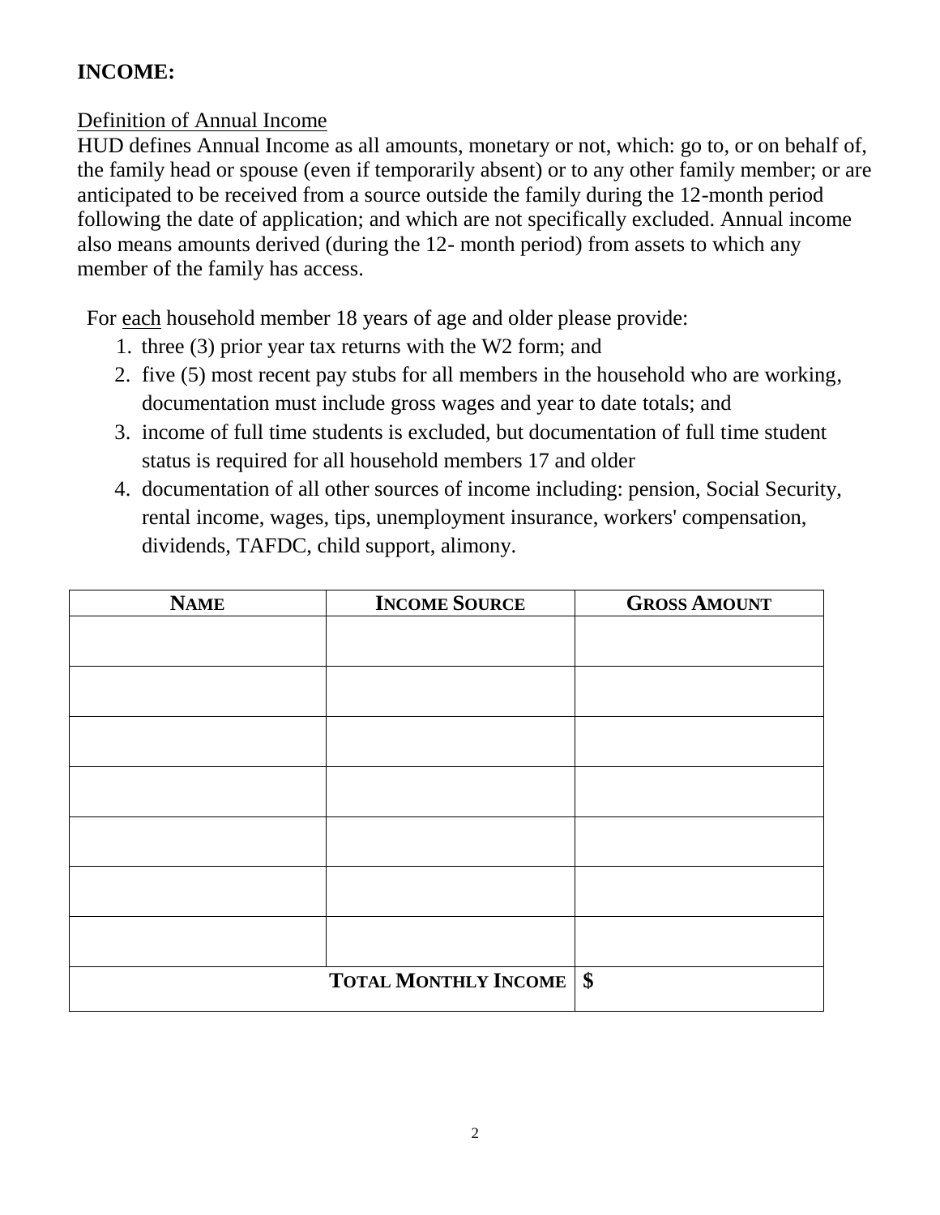**INCOME:**

Definition of Annual Income

HUD defines Annual Income as all amounts, monetary or not, which: go to, or on behalf of, the family head or spouse (even if temporarily absent) or to any other family member; or are anticipated to be received from a source outside the family during the 12-month period following the date of application; and which are not specifically excluded. Annual income also means amounts derived (during the 12- month period) from assets to which any member of the family has access.

For each household member 18 years of age and older please provide:

1. three (3) prior year tax returns with the W2 form; and
2. five (5) most recent pay stubs for all members in the household who are working, documentation must include gross wages and year to date totals; and
3. income of full time students is excluded, but documentation of full time student status is required for all household members 17 and older
4. documentation of all other sources of income including: pension, Social Security, rental income, wages, tips, unemployment insurance, workers' compensation, dividends, TAFDC, child support, alimony.

| NAME | INCOME SOURCE | GROSS AMOUNT |
|---|---|---|
| | | |
| | | |
| | | |
| | | |
| | | |
| | | |
| | | |
| | **TOTAL MONTHLY INCOME** | **$** |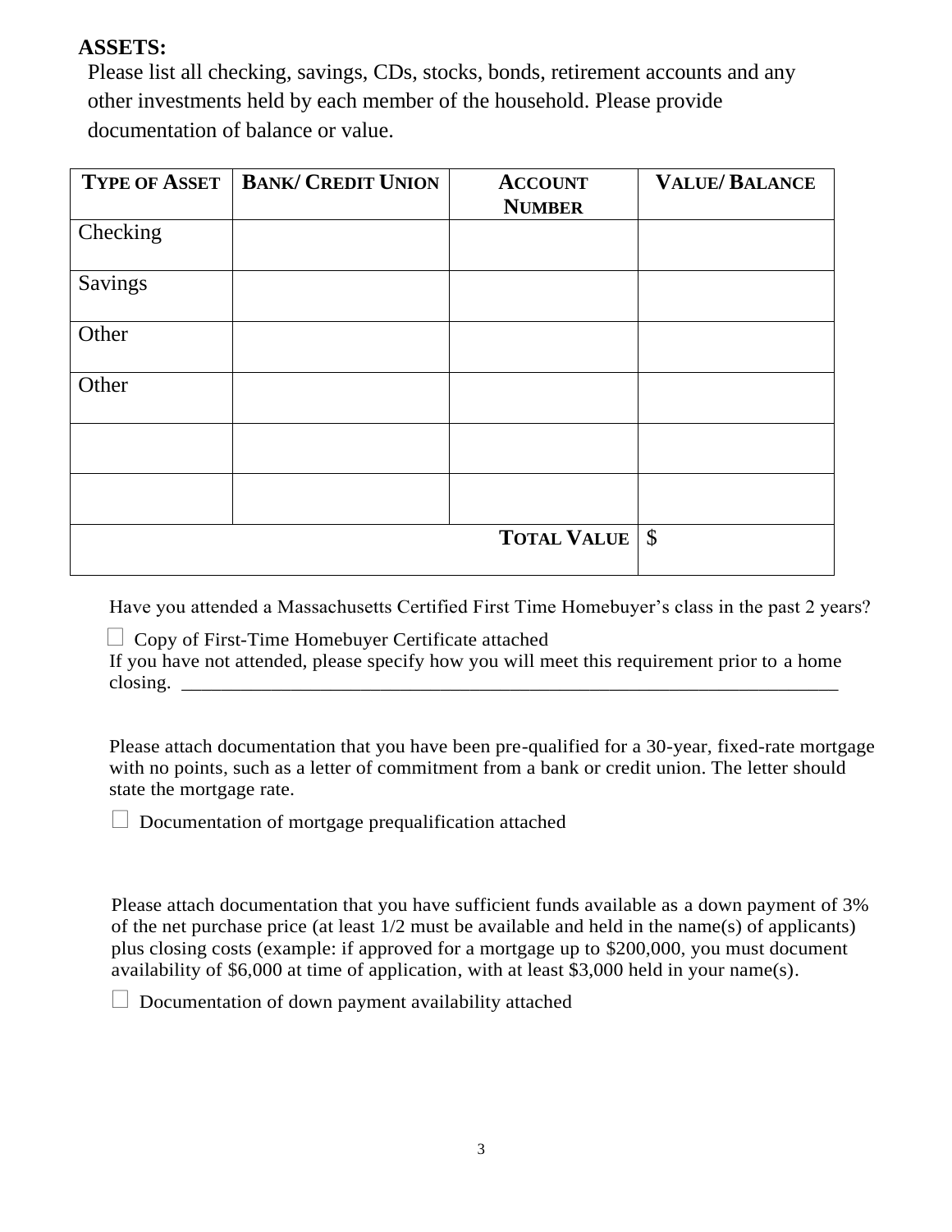**ASSETS:**

Please list all checking, savings, CDs, stocks, bonds, retirement accounts and any other investments held by each member of the household. Please provide documentation of balance or value.

| TYPE OF ASSET | BANK/ CREDIT UNION | ACCOUNT NUMBER | VALUE/ BALANCE |
|---|---|---|---|
| Checking | | | |
| Savings | | | |
| Other | | | |
| Other | | | |
| | | | |
| | | | |
| | | TOTAL VALUE | $ |

Have you attended a Massachusetts Certified First Time Homebuyer's class in the past 2 years?

☐ Copy of First-Time Homebuyer Certificate attached

If you have not attended, please specify how you will meet this requirement prior to a home closing. ___________________________________________________________________

Please attach documentation that you have been pre-qualified for a 30-year, fixed-rate mortgage with no points, such as a letter of commitment from a bank or credit union. The letter should state the mortgage rate.

☐ Documentation of mortgage prequalification attached

Please attach documentation that you have sufficient funds available as a down payment of 3% of the net purchase price (at least 1/2 must be available and held in the name(s) of applicants) plus closing costs (example: if approved for a mortgage up to $200,000, you must document availability of $6,000 at time of application, with at least $3,000 held in your name(s).

☐ Documentation of down payment availability attached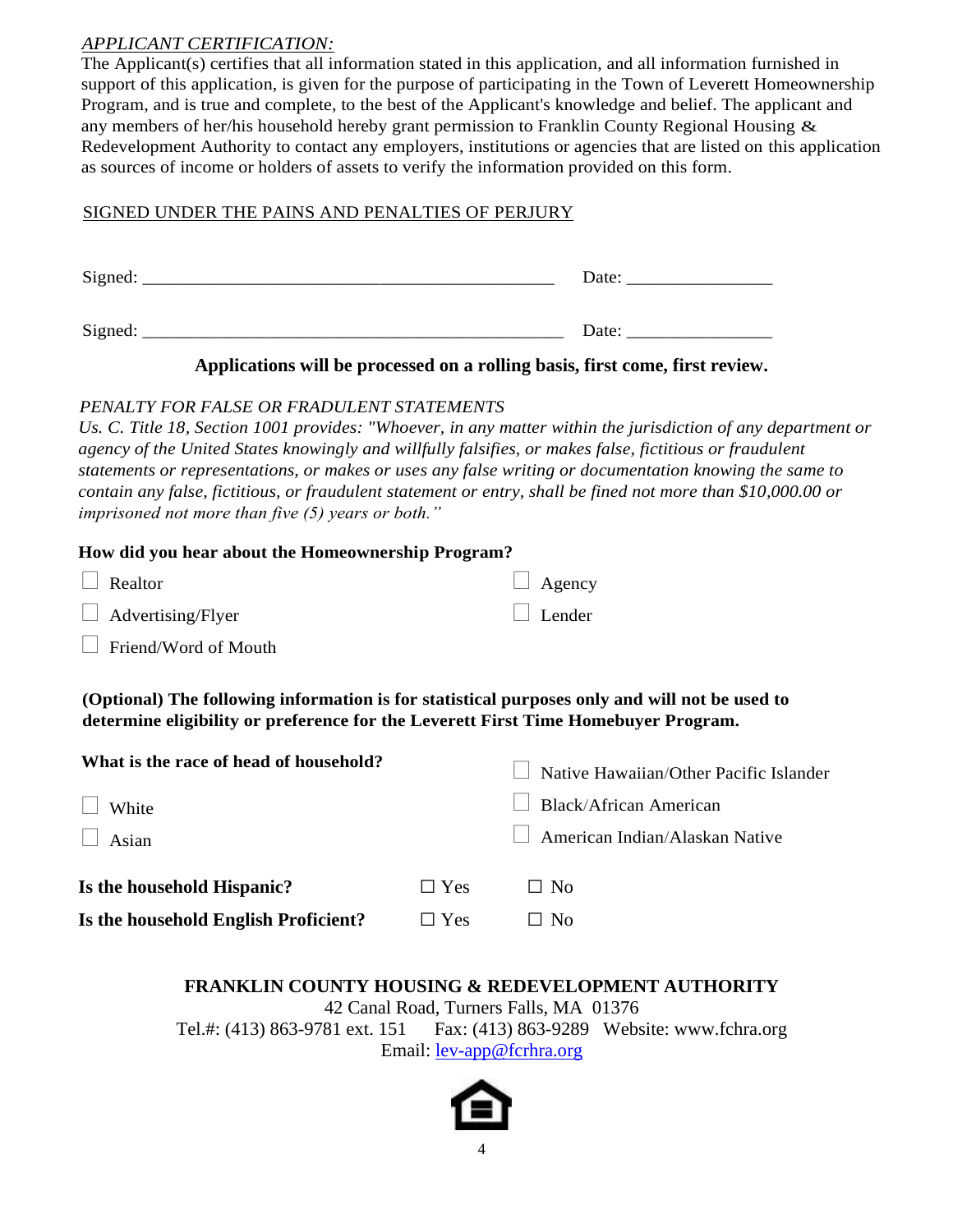*APPLICANT CERTIFICATION:*

The Applicant(s) certifies that all information stated in this application, and all information furnished in support of this application, is given for the purpose of participating in the Town of Leverett Homeownership Program, and is true and complete, to the best of the Applicant's knowledge and belief. The applicant and any members of her/his household hereby grant permission to Franklin County Regional Housing & Redevelopment Authority to contact any employers, institutions or agencies that are listed on this application as sources of income or holders of assets to verify the information provided on this form.

SIGNED UNDER THE PAINS AND PENALTIES OF PERJURY

Signed: ___________________________________________ Date: _______________

Signed: _____________________________________________ Date: _______________

**Applications will be processed on a rolling basis, first come, first review.**

*PENALTY FOR FALSE OR FRADULENT STATEMENTS*

*Us. C. Title 18, Section 1001 provides: "Whoever, in any matter within the jurisdiction of any department or agency of the United States knowingly and willfully falsifies, or makes false, fictitious or fraudulent statements or representations, or makes or uses any false writing or documentation knowing the same to contain any false, fictitious, or fraudulent statement or entry, shall be fined not more than $10,000.00 or imprisoned not more than five (5) years or both."*

**How did you hear about the Homeownership Program?**

- ☐ Realtor
- ☐ Agency
- ☐ Advertising/Flyer
- ☐ Lender
- ☐ Friend/Word of Mouth

**(Optional) The following information is for statistical purposes only and will not be used to determine eligibility or preference for the Leverett First Time Homebuyer Program.**

**What is the race of head of household?**

- ☐ Native Hawaiian/Other Pacific Islander
- ☐ White
- ☐ Black/African American
- ☐ Asian
- ☐ American Indian/Alaskan Native

**Is the household Hispanic?** ☐ Yes ☐ No

**Is the household English Proficient?** ☐ Yes ☐ No

**FRANKLIN COUNTY HOUSING & REDEVELOPMENT AUTHORITY**

42 Canal Road, Turners Falls, MA 01376

Tel.#: (413) 863-9781 ext. 151 Fax: (413) 863-9289 Website: www.fchra.org

Email: lev-app@fcrhra.org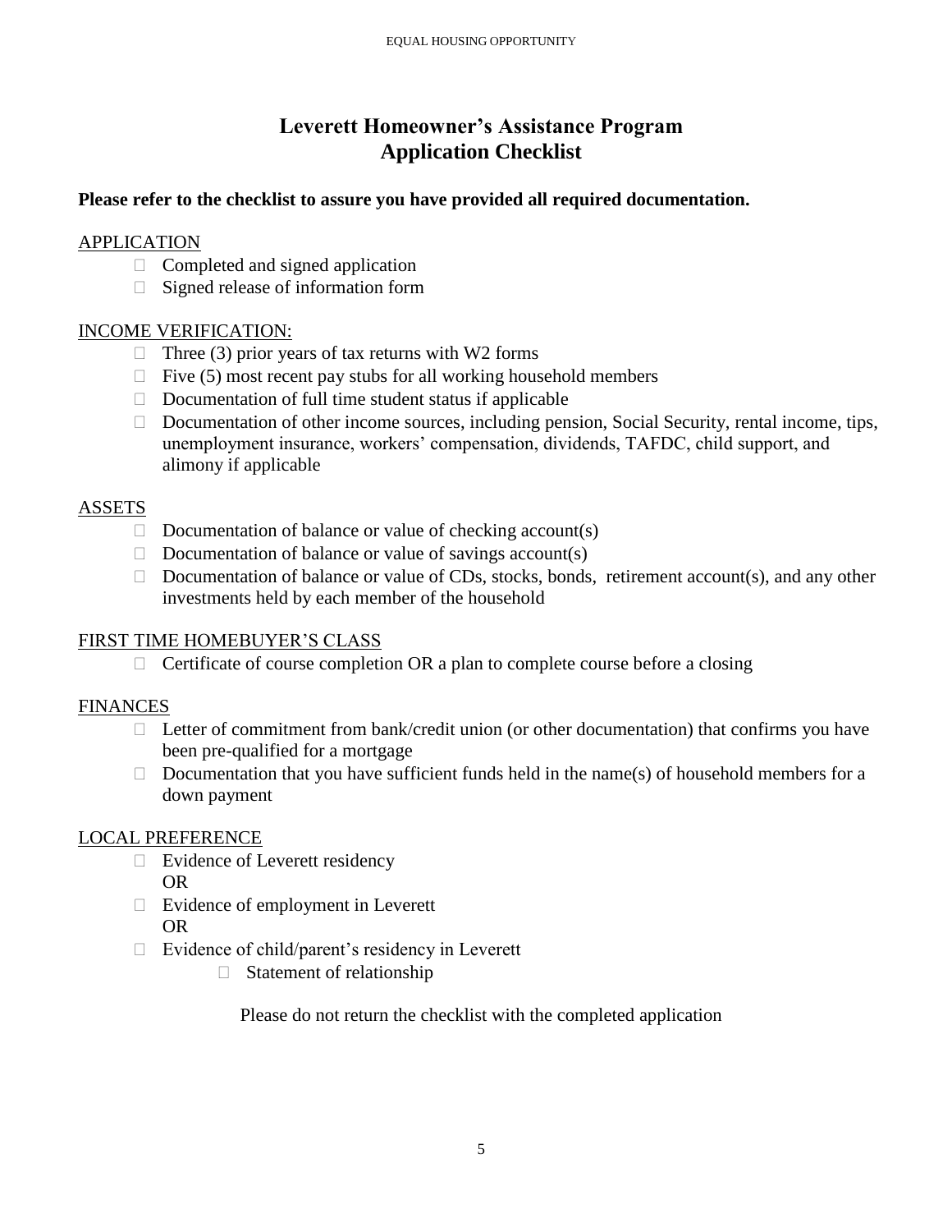EQUAL HOUSING OPPORTUNITY

# Leverett Homeowner's Assistance Program
# Application Checklist

**Please refer to the checklist to assure you have provided all required documentation.**

APPLICATION

- ☐ Completed and signed application
- ☐ Signed release of information form

INCOME VERIFICATION:

- ☐ Three (3) prior years of tax returns with W2 forms
- ☐ Five (5) most recent pay stubs for all working household members
- ☐ Documentation of full time student status if applicable
- ☐ Documentation of other income sources, including pension, Social Security, rental income, tips, unemployment insurance, workers' compensation, dividends, TAFDC, child support, and alimony if applicable

ASSETS

- ☐ Documentation of balance or value of checking account(s)
- ☐ Documentation of balance or value of savings account(s)
- ☐ Documentation of balance or value of CDs, stocks, bonds, retirement account(s), and any other investments held by each member of the household

FIRST TIME HOMEBUYER'S CLASS

- ☐ Certificate of course completion OR a plan to complete course before a closing

FINANCES

- ☐ Letter of commitment from bank/credit union (or other documentation) that confirms you have been pre-qualified for a mortgage
- ☐ Documentation that you have sufficient funds held in the name(s) of household members for a down payment

LOCAL PREFERENCE

- ☐ Evidence of Leverett residency
  OR
- ☐ Evidence of employment in Leverett
  OR
- ☐ Evidence of child/parent's residency in Leverett
  - ☐ Statement of relationship

Please do not return the checklist with the completed application